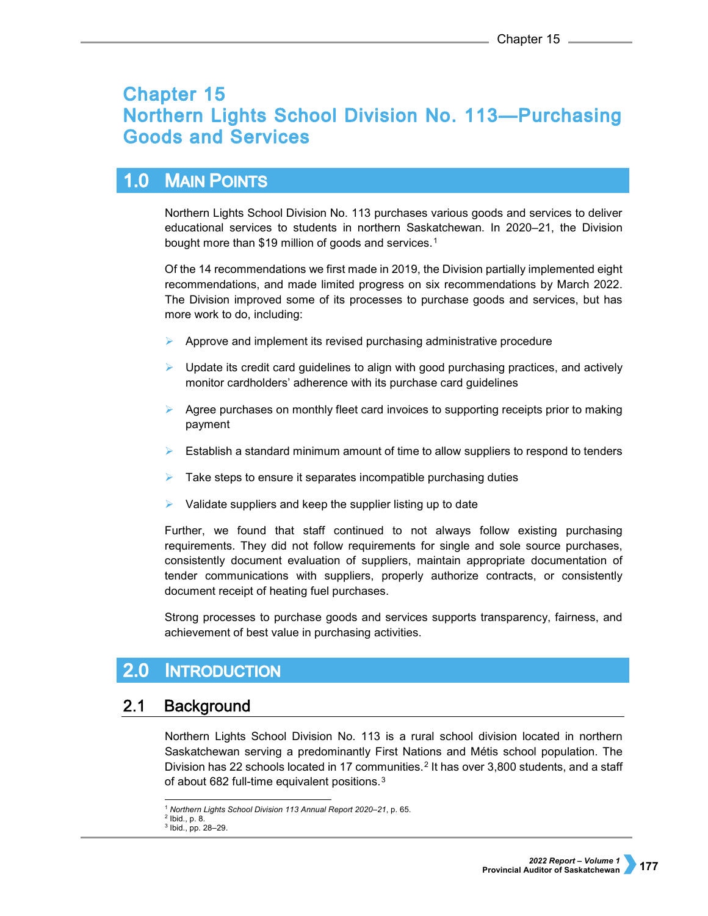# Chapter 15
# Northern Lights School Division No. 113—Purchasing Goods and Services

## 1.0 Main Points

Northern Lights School Division No. 113 purchases various goods and services to deliver educational services to students in northern Saskatchewan. In 2020–21, the Division bought more than $19 million of goods and services.[1]

Of the 14 recommendations we first made in 2019, the Division partially implemented eight recommendations, and made limited progress on six recommendations by March 2022. The Division improved some of its processes to purchase goods and services, but has more work to do, including:

- Approve and implement its revised purchasing administrative procedure
- Update its credit card guidelines to align with good purchasing practices, and actively monitor cardholders' adherence with its purchase card guidelines
- Agree purchases on monthly fleet card invoices to supporting receipts prior to making payment
- Establish a standard minimum amount of time to allow suppliers to respond to tenders
- Take steps to ensure it separates incompatible purchasing duties
- Validate suppliers and keep the supplier listing up to date

Further, we found that staff continued to not always follow existing purchasing requirements. They did not follow requirements for single and sole source purchases, consistently document evaluation of suppliers, maintain appropriate documentation of tender communications with suppliers, properly authorize contracts, or consistently document receipt of heating fuel purchases.

Strong processes to purchase goods and services supports transparency, fairness, and achievement of best value in purchasing activities.

## 2.0 Introduction

### 2.1 Background

Northern Lights School Division No. 113 is a rural school division located in northern Saskatchewan serving a predominantly First Nations and Métis school population. The Division has 22 schools located in 17 communities.[2] It has over 3,800 students, and a staff of about 682 full-time equivalent positions.[3]

---

[1] *Northern Lights School Division 113 Annual Report 2020–21*, p. 65.
[2] Ibid., p. 8.
[3] Ibid., pp. 28–29.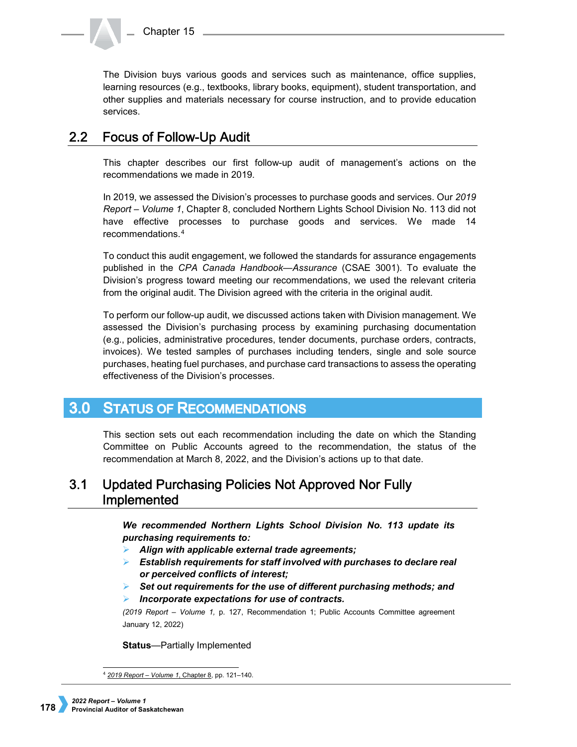The Division buys various goods and services such as maintenance, office supplies, learning resources (e.g., textbooks, library books, equipment), student transportation, and other supplies and materials necessary for course instruction, and to provide education services.

## 2.2 Focus of Follow-Up Audit

This chapter describes our first follow-up audit of management's actions on the recommendations we made in 2019.

In 2019, we assessed the Division's processes to purchase goods and services. Our *2019 Report – Volume 1*, Chapter 8, concluded Northern Lights School Division No. 113 did not have effective processes to purchase goods and services. We made 14 recommendations.[4]

To conduct this audit engagement, we followed the standards for assurance engagements published in the *CPA Canada Handbook—Assurance* (CSAE 3001). To evaluate the Division's progress toward meeting our recommendations, we used the relevant criteria from the original audit. The Division agreed with the criteria in the original audit.

To perform our follow-up audit, we discussed actions taken with Division management. We assessed the Division's purchasing process by examining purchasing documentation (e.g., policies, administrative procedures, tender documents, purchase orders, contracts, invoices). We tested samples of purchases including tenders, single and sole source purchases, heating fuel purchases, and purchase card transactions to assess the operating effectiveness of the Division's processes.

# 3.0 Status of Recommendations

This section sets out each recommendation including the date on which the Standing Committee on Public Accounts agreed to the recommendation, the status of the recommendation at March 8, 2022, and the Division's actions up to that date.

## 3.1 Updated Purchasing Policies Not Approved Nor Fully Implemented

***We recommended Northern Lights School Division No. 113 update its purchasing requirements to:***

- ***Align with applicable external trade agreements;***
- ***Establish requirements for staff involved with purchases to declare real or perceived conflicts of interest;***
- ***Set out requirements for the use of different purchasing methods; and***
- ***Incorporate expectations for use of contracts.***

*(2019 Report – Volume 1,* p. 127, Recommendation 1; Public Accounts Committee agreement January 12, 2022)

**Status**—Partially Implemented

[4] 2019 Report – Volume 1, Chapter 8, pp. 121–140.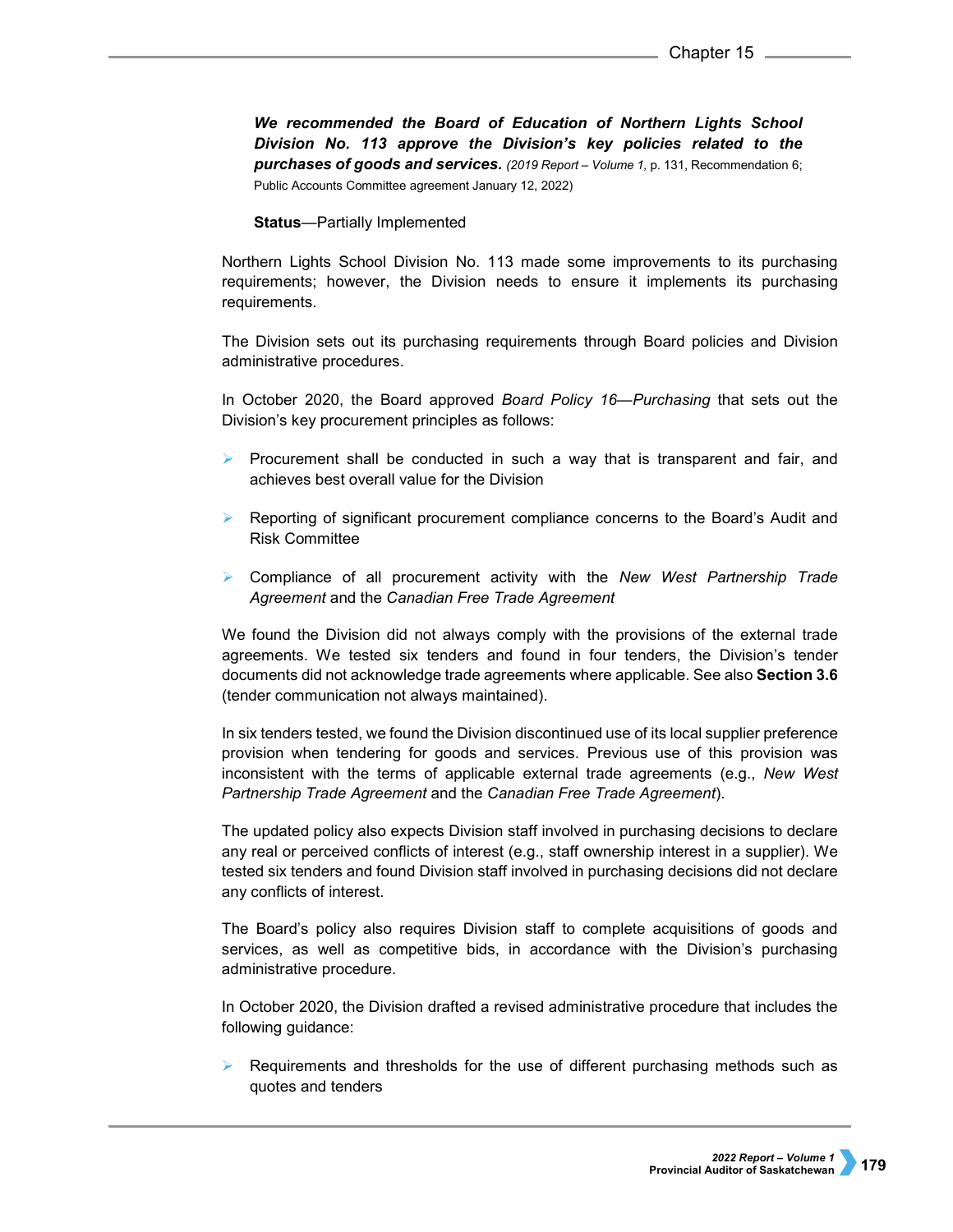***We recommended the Board of Education of Northern Lights School Division No. 113 approve the Division's key policies related to the purchases of goods and services.*** *(2019 Report – Volume 1,* p. 131, Recommendation 6; Public Accounts Committee agreement January 12, 2022)

**Status**—Partially Implemented

Northern Lights School Division No. 113 made some improvements to its purchasing requirements; however, the Division needs to ensure it implements its purchasing requirements.

The Division sets out its purchasing requirements through Board policies and Division administrative procedures.

In October 2020, the Board approved *Board Policy 16—Purchasing* that sets out the Division's key procurement principles as follows:

- Procurement shall be conducted in such a way that is transparent and fair, and achieves best overall value for the Division
- Reporting of significant procurement compliance concerns to the Board's Audit and Risk Committee
- Compliance of all procurement activity with the *New West Partnership Trade Agreement* and the *Canadian Free Trade Agreement*

We found the Division did not always comply with the provisions of the external trade agreements. We tested six tenders and found in four tenders, the Division's tender documents did not acknowledge trade agreements where applicable. See also **Section 3.6** (tender communication not always maintained).

In six tenders tested, we found the Division discontinued use of its local supplier preference provision when tendering for goods and services. Previous use of this provision was inconsistent with the terms of applicable external trade agreements (e.g., *New West Partnership Trade Agreement* and the *Canadian Free Trade Agreement*).

The updated policy also expects Division staff involved in purchasing decisions to declare any real or perceived conflicts of interest (e.g., staff ownership interest in a supplier). We tested six tenders and found Division staff involved in purchasing decisions did not declare any conflicts of interest.

The Board's policy also requires Division staff to complete acquisitions of goods and services, as well as competitive bids, in accordance with the Division's purchasing administrative procedure.

In October 2020, the Division drafted a revised administrative procedure that includes the following guidance:

- Requirements and thresholds for the use of different purchasing methods such as quotes and tenders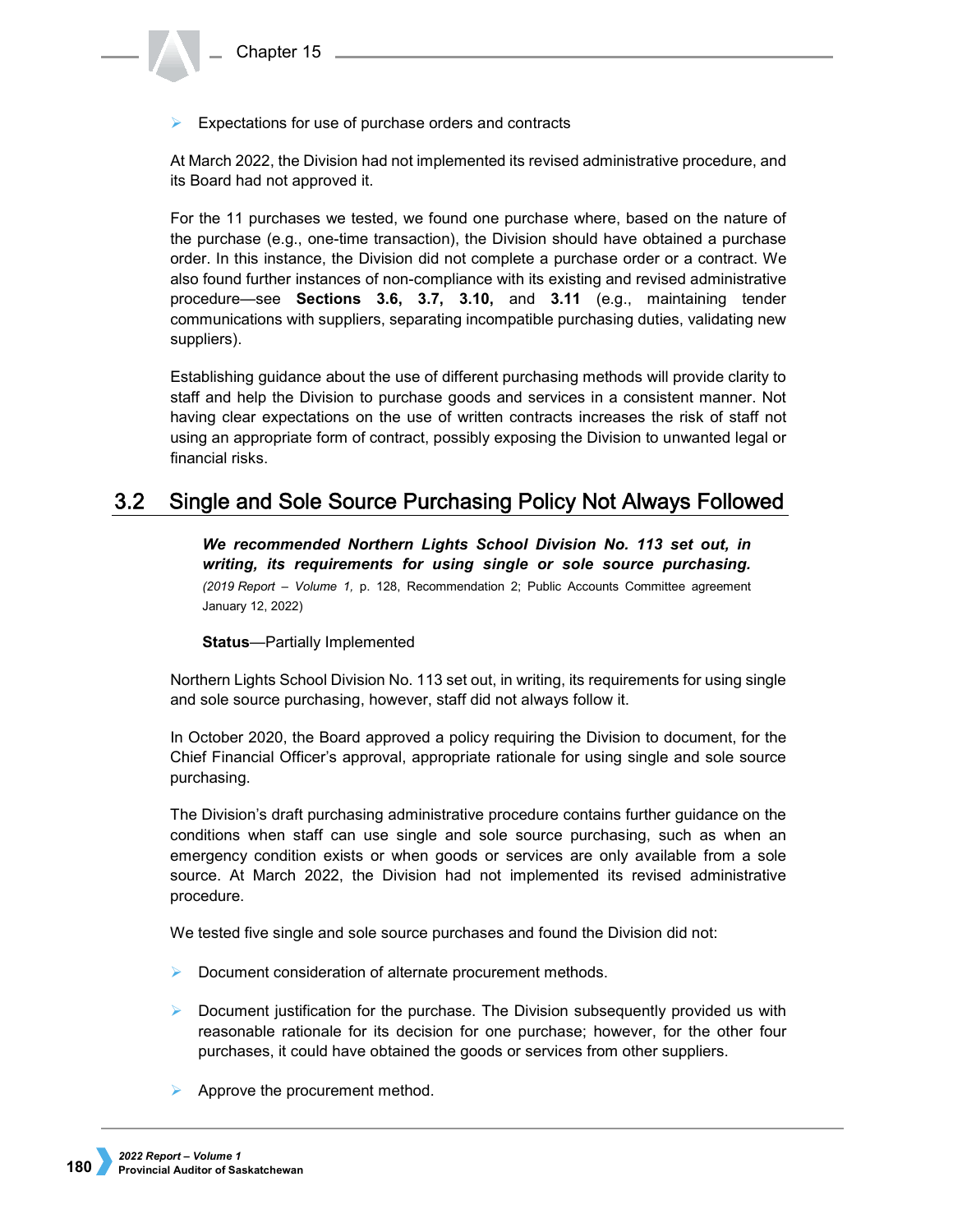- Expectations for use of purchase orders and contracts

At March 2022, the Division had not implemented its revised administrative procedure, and its Board had not approved it.

For the 11 purchases we tested, we found one purchase where, based on the nature of the purchase (e.g., one-time transaction), the Division should have obtained a purchase order. In this instance, the Division did not complete a purchase order or a contract. We also found further instances of non-compliance with its existing and revised administrative procedure—see **Sections 3.6, 3.7, 3.10,** and **3.11** (e.g., maintaining tender communications with suppliers, separating incompatible purchasing duties, validating new suppliers).

Establishing guidance about the use of different purchasing methods will provide clarity to staff and help the Division to purchase goods and services in a consistent manner. Not having clear expectations on the use of written contracts increases the risk of staff not using an appropriate form of contract, possibly exposing the Division to unwanted legal or financial risks.

## 3.2 Single and Sole Source Purchasing Policy Not Always Followed

***We recommended Northern Lights School Division No. 113 set out, in writing, its requirements for using single or sole source purchasing.*** *(2019 Report – Volume 1,* p. 128, Recommendation 2; Public Accounts Committee agreement January 12, 2022)

**Status**—Partially Implemented

Northern Lights School Division No. 113 set out, in writing, its requirements for using single and sole source purchasing, however, staff did not always follow it.

In October 2020, the Board approved a policy requiring the Division to document, for the Chief Financial Officer's approval, appropriate rationale for using single and sole source purchasing.

The Division's draft purchasing administrative procedure contains further guidance on the conditions when staff can use single and sole source purchasing, such as when an emergency condition exists or when goods or services are only available from a sole source. At March 2022, the Division had not implemented its revised administrative procedure.

We tested five single and sole source purchases and found the Division did not:

- Document consideration of alternate procurement methods.
- Document justification for the purchase. The Division subsequently provided us with reasonable rationale for its decision for one purchase; however, for the other four purchases, it could have obtained the goods or services from other suppliers.
- Approve the procurement method.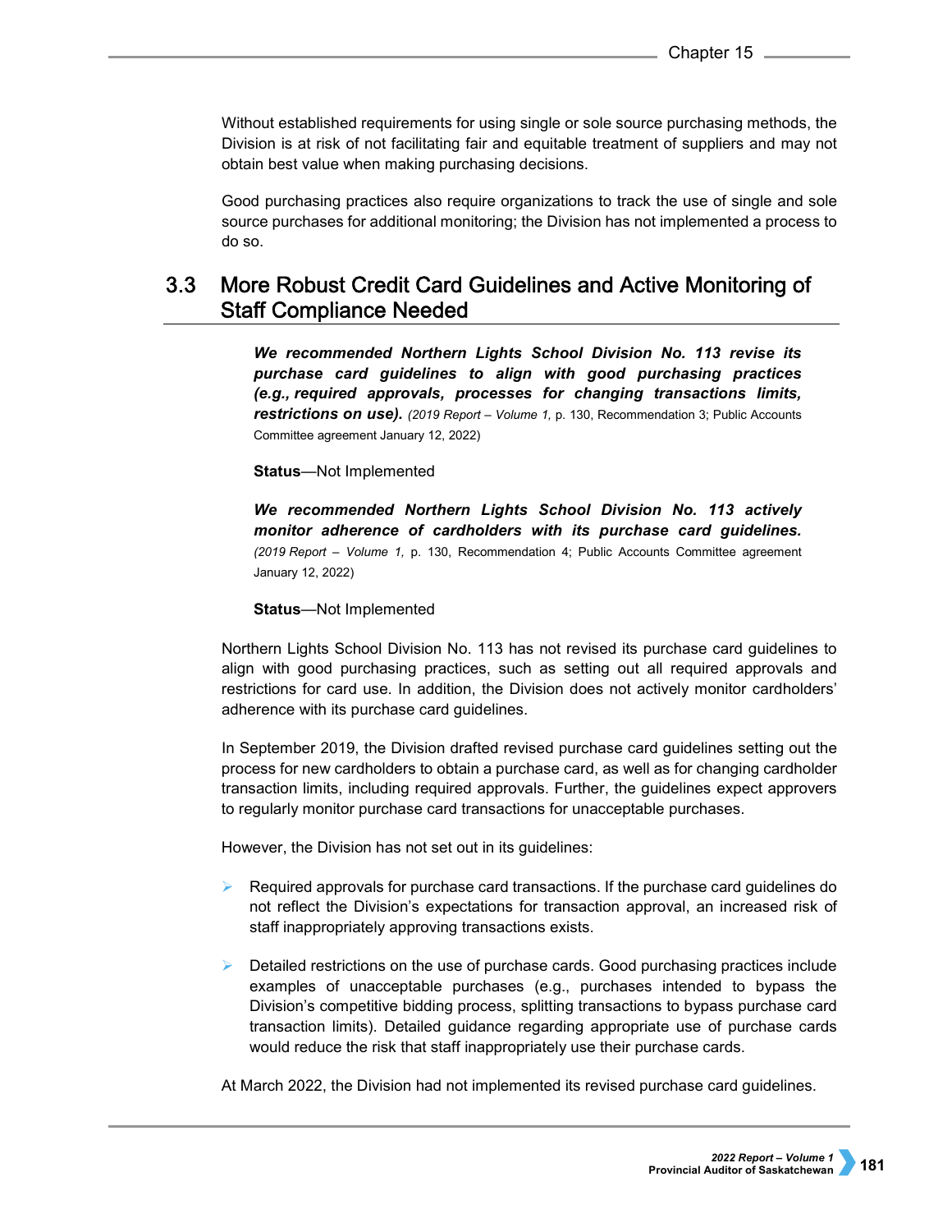Without established requirements for using single or sole source purchasing methods, the Division is at risk of not facilitating fair and equitable treatment of suppliers and may not obtain best value when making purchasing decisions.

Good purchasing practices also require organizations to track the use of single and sole source purchases for additional monitoring; the Division has not implemented a process to do so.

## 3.3 More Robust Credit Card Guidelines and Active Monitoring of Staff Compliance Needed

> ***We recommended Northern Lights School Division No. 113 revise its purchase card guidelines to align with good purchasing practices (e.g., required approvals, processes for changing transactions limits, restrictions on use).*** *(2019 Report – Volume 1,* p. 130, Recommendation 3; Public Accounts Committee agreement January 12, 2022)
>
> **Status**—Not Implemented
>
> ***We recommended Northern Lights School Division No. 113 actively monitor adherence of cardholders with its purchase card guidelines.*** *(2019 Report – Volume 1,* p. 130, Recommendation 4; Public Accounts Committee agreement January 12, 2022)
>
> **Status**—Not Implemented

Northern Lights School Division No. 113 has not revised its purchase card guidelines to align with good purchasing practices, such as setting out all required approvals and restrictions for card use. In addition, the Division does not actively monitor cardholders' adherence with its purchase card guidelines.

In September 2019, the Division drafted revised purchase card guidelines setting out the process for new cardholders to obtain a purchase card, as well as for changing cardholder transaction limits, including required approvals. Further, the guidelines expect approvers to regularly monitor purchase card transactions for unacceptable purchases.

However, the Division has not set out in its guidelines:

- Required approvals for purchase card transactions. If the purchase card guidelines do not reflect the Division's expectations for transaction approval, an increased risk of staff inappropriately approving transactions exists.

- Detailed restrictions on the use of purchase cards. Good purchasing practices include examples of unacceptable purchases (e.g., purchases intended to bypass the Division's competitive bidding process, splitting transactions to bypass purchase card transaction limits). Detailed guidance regarding appropriate use of purchase cards would reduce the risk that staff inappropriately use their purchase cards.

At March 2022, the Division had not implemented its revised purchase card guidelines.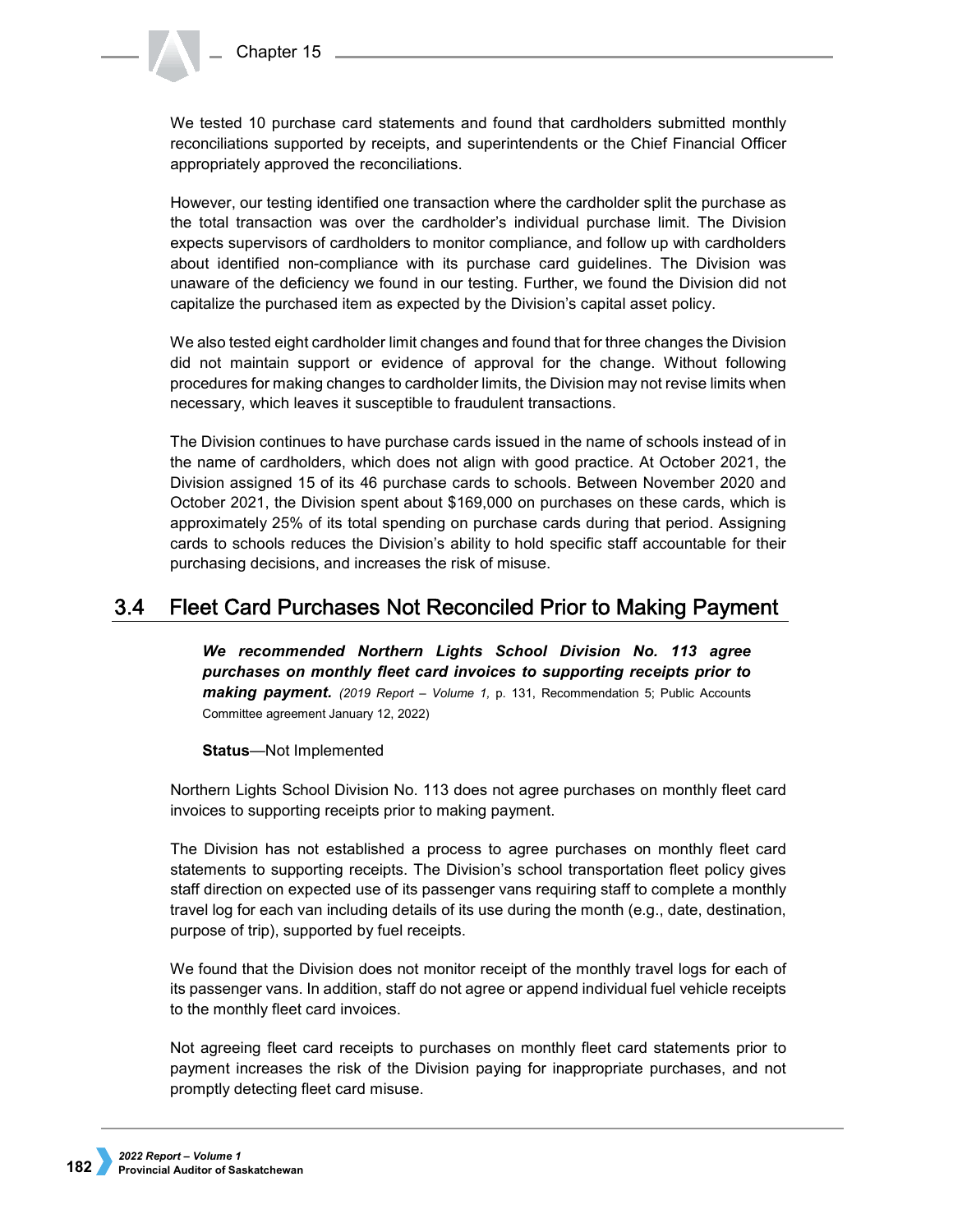We tested 10 purchase card statements and found that cardholders submitted monthly reconciliations supported by receipts, and superintendents or the Chief Financial Officer appropriately approved the reconciliations.

However, our testing identified one transaction where the cardholder split the purchase as the total transaction was over the cardholder's individual purchase limit. The Division expects supervisors of cardholders to monitor compliance, and follow up with cardholders about identified non-compliance with its purchase card guidelines. The Division was unaware of the deficiency we found in our testing. Further, we found the Division did not capitalize the purchased item as expected by the Division's capital asset policy.

We also tested eight cardholder limit changes and found that for three changes the Division did not maintain support or evidence of approval for the change. Without following procedures for making changes to cardholder limits, the Division may not revise limits when necessary, which leaves it susceptible to fraudulent transactions.

The Division continues to have purchase cards issued in the name of schools instead of in the name of cardholders, which does not align with good practice. At October 2021, the Division assigned 15 of its 46 purchase cards to schools. Between November 2020 and October 2021, the Division spent about $169,000 on purchases on these cards, which is approximately 25% of its total spending on purchase cards during that period. Assigning cards to schools reduces the Division's ability to hold specific staff accountable for their purchasing decisions, and increases the risk of misuse.

## 3.4 Fleet Card Purchases Not Reconciled Prior to Making Payment

***We recommended Northern Lights School Division No. 113 agree purchases on monthly fleet card invoices to supporting receipts prior to making payment.*** *(2019 Report – Volume 1,* p. 131, Recommendation 5; Public Accounts Committee agreement January 12, 2022)

**Status**—Not Implemented

Northern Lights School Division No. 113 does not agree purchases on monthly fleet card invoices to supporting receipts prior to making payment.

The Division has not established a process to agree purchases on monthly fleet card statements to supporting receipts. The Division's school transportation fleet policy gives staff direction on expected use of its passenger vans requiring staff to complete a monthly travel log for each van including details of its use during the month (e.g., date, destination, purpose of trip), supported by fuel receipts.

We found that the Division does not monitor receipt of the monthly travel logs for each of its passenger vans. In addition, staff do not agree or append individual fuel vehicle receipts to the monthly fleet card invoices.

Not agreeing fleet card receipts to purchases on monthly fleet card statements prior to payment increases the risk of the Division paying for inappropriate purchases, and not promptly detecting fleet card misuse.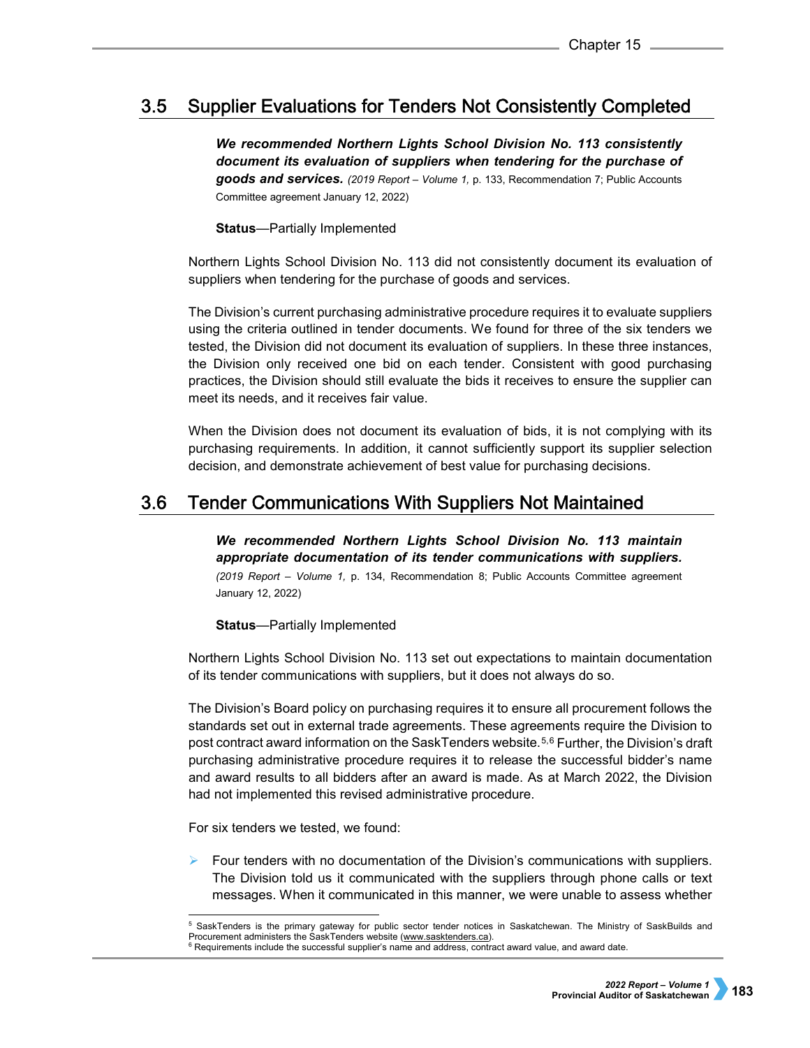## 3.5 Supplier Evaluations for Tenders Not Consistently Completed

***We recommended Northern Lights School Division No. 113 consistently document its evaluation of suppliers when tendering for the purchase of goods and services.*** *(2019 Report – Volume 1,* p. 133, Recommendation 7; Public Accounts Committee agreement January 12, 2022)

**Status**—Partially Implemented

Northern Lights School Division No. 113 did not consistently document its evaluation of suppliers when tendering for the purchase of goods and services.

The Division's current purchasing administrative procedure requires it to evaluate suppliers using the criteria outlined in tender documents. We found for three of the six tenders we tested, the Division did not document its evaluation of suppliers. In these three instances, the Division only received one bid on each tender. Consistent with good purchasing practices, the Division should still evaluate the bids it receives to ensure the supplier can meet its needs, and it receives fair value.

When the Division does not document its evaluation of bids, it is not complying with its purchasing requirements. In addition, it cannot sufficiently support its supplier selection decision, and demonstrate achievement of best value for purchasing decisions.

## 3.6 Tender Communications With Suppliers Not Maintained

***We recommended Northern Lights School Division No. 113 maintain appropriate documentation of its tender communications with suppliers.*** *(2019 Report – Volume 1,* p. 134, Recommendation 8; Public Accounts Committee agreement January 12, 2022)

**Status**—Partially Implemented

Northern Lights School Division No. 113 set out expectations to maintain documentation of its tender communications with suppliers, but it does not always do so.

The Division's Board policy on purchasing requires it to ensure all procurement follows the standards set out in external trade agreements. These agreements require the Division to post contract award information on the SaskTenders website.[5,6] Further, the Division's draft purchasing administrative procedure requires it to release the successful bidder's name and award results to all bidders after an award is made. As at March 2022, the Division had not implemented this revised administrative procedure.

For six tenders we tested, we found:

- Four tenders with no documentation of the Division's communications with suppliers. The Division told us it communicated with the suppliers through phone calls or text messages. When it communicated in this manner, we were unable to assess whether

[5] SaskTenders is the primary gateway for public sector tender notices in Saskatchewan. The Ministry of SaskBuilds and Procurement administers the SaskTenders website (www.sasktenders.ca).

[6] Requirements include the successful supplier's name and address, contract award value, and award date.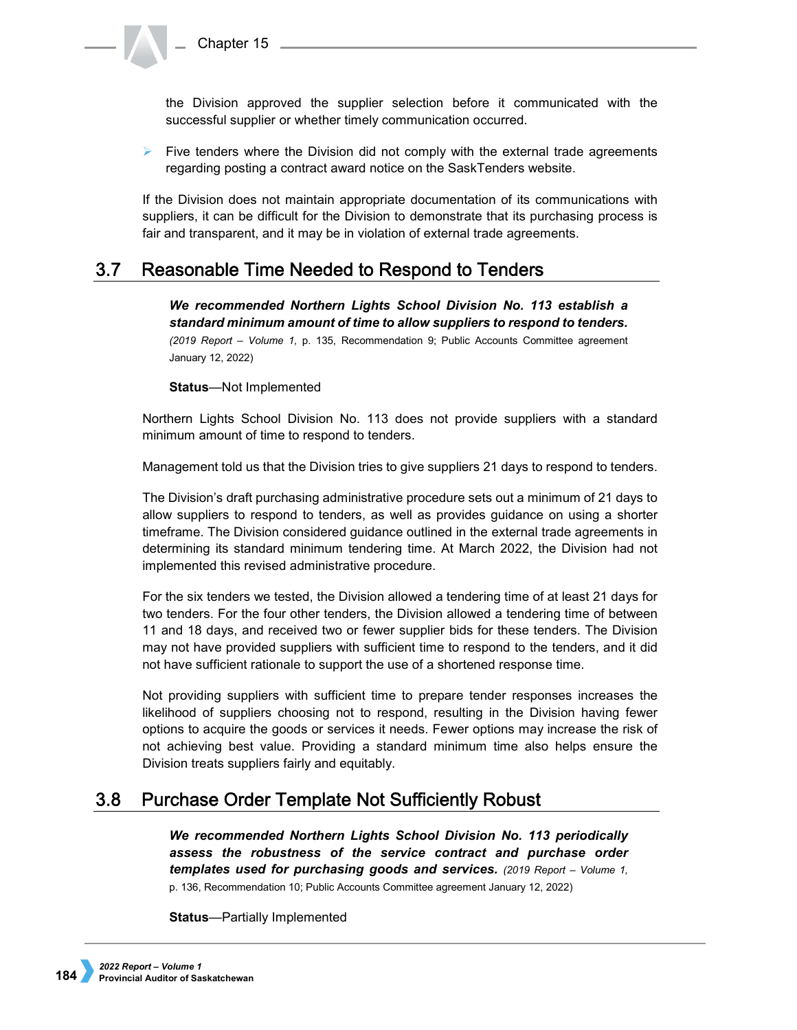the Division approved the supplier selection before it communicated with the successful supplier or whether timely communication occurred.

- Five tenders where the Division did not comply with the external trade agreements regarding posting a contract award notice on the SaskTenders website.

If the Division does not maintain appropriate documentation of its communications with suppliers, it can be difficult for the Division to demonstrate that its purchasing process is fair and transparent, and it may be in violation of external trade agreements.

## 3.7 Reasonable Time Needed to Respond to Tenders

***We recommended Northern Lights School Division No. 113 establish a standard minimum amount of time to allow suppliers to respond to tenders.*** *(2019 Report – Volume 1,* p. 135, Recommendation 9; Public Accounts Committee agreement January 12, 2022)

**Status**—Not Implemented

Northern Lights School Division No. 113 does not provide suppliers with a standard minimum amount of time to respond to tenders.

Management told us that the Division tries to give suppliers 21 days to respond to tenders.

The Division's draft purchasing administrative procedure sets out a minimum of 21 days to allow suppliers to respond to tenders, as well as provides guidance on using a shorter timeframe. The Division considered guidance outlined in the external trade agreements in determining its standard minimum tendering time. At March 2022, the Division had not implemented this revised administrative procedure.

For the six tenders we tested, the Division allowed a tendering time of at least 21 days for two tenders. For the four other tenders, the Division allowed a tendering time of between 11 and 18 days, and received two or fewer supplier bids for these tenders. The Division may not have provided suppliers with sufficient time to respond to the tenders, and it did not have sufficient rationale to support the use of a shortened response time.

Not providing suppliers with sufficient time to prepare tender responses increases the likelihood of suppliers choosing not to respond, resulting in the Division having fewer options to acquire the goods or services it needs. Fewer options may increase the risk of not achieving best value. Providing a standard minimum time also helps ensure the Division treats suppliers fairly and equitably.

## 3.8 Purchase Order Template Not Sufficiently Robust

***We recommended Northern Lights School Division No. 113 periodically assess the robustness of the service contract and purchase order templates used for purchasing goods and services.*** *(2019 Report – Volume 1,* p. 136, Recommendation 10; Public Accounts Committee agreement January 12, 2022)

**Status**—Partially Implemented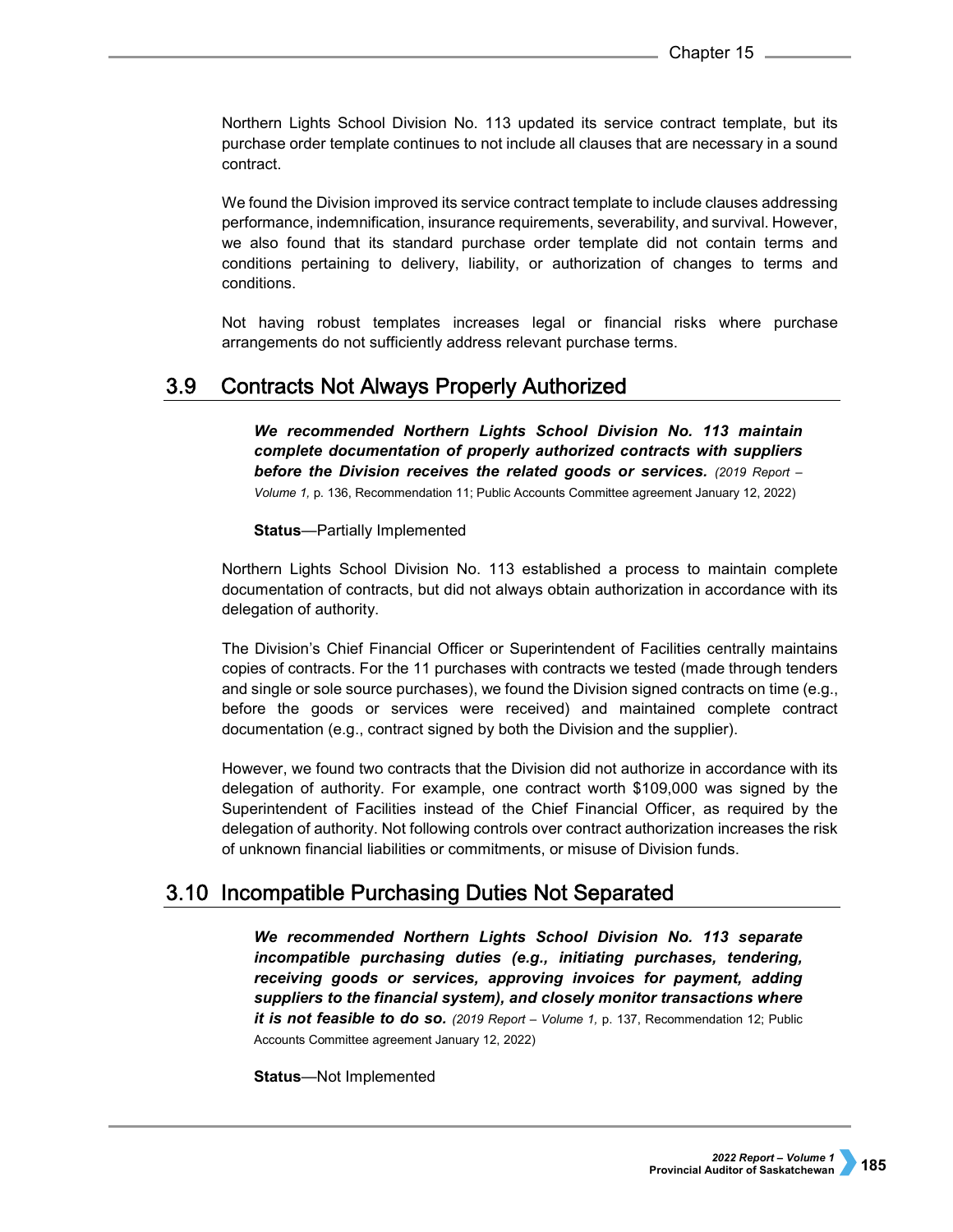Northern Lights School Division No. 113 updated its service contract template, but its purchase order template continues to not include all clauses that are necessary in a sound contract.

We found the Division improved its service contract template to include clauses addressing performance, indemnification, insurance requirements, severability, and survival. However, we also found that its standard purchase order template did not contain terms and conditions pertaining to delivery, liability, or authorization of changes to terms and conditions.

Not having robust templates increases legal or financial risks where purchase arrangements do not sufficiently address relevant purchase terms.

## 3.9 Contracts Not Always Properly Authorized

***We recommended Northern Lights School Division No. 113 maintain complete documentation of properly authorized contracts with suppliers before the Division receives the related goods or services.*** *(2019 Report – Volume 1,* p. 136, Recommendation 11; Public Accounts Committee agreement January 12, 2022)

**Status**—Partially Implemented

Northern Lights School Division No. 113 established a process to maintain complete documentation of contracts, but did not always obtain authorization in accordance with its delegation of authority.

The Division's Chief Financial Officer or Superintendent of Facilities centrally maintains copies of contracts. For the 11 purchases with contracts we tested (made through tenders and single or sole source purchases), we found the Division signed contracts on time (e.g., before the goods or services were received) and maintained complete contract documentation (e.g., contract signed by both the Division and the supplier).

However, we found two contracts that the Division did not authorize in accordance with its delegation of authority. For example, one contract worth $109,000 was signed by the Superintendent of Facilities instead of the Chief Financial Officer, as required by the delegation of authority. Not following controls over contract authorization increases the risk of unknown financial liabilities or commitments, or misuse of Division funds.

## 3.10 Incompatible Purchasing Duties Not Separated

***We recommended Northern Lights School Division No. 113 separate incompatible purchasing duties (e.g., initiating purchases, tendering, receiving goods or services, approving invoices for payment, adding suppliers to the financial system), and closely monitor transactions where it is not feasible to do so.*** *(2019 Report – Volume 1,* p. 137, Recommendation 12; Public Accounts Committee agreement January 12, 2022)

**Status**—Not Implemented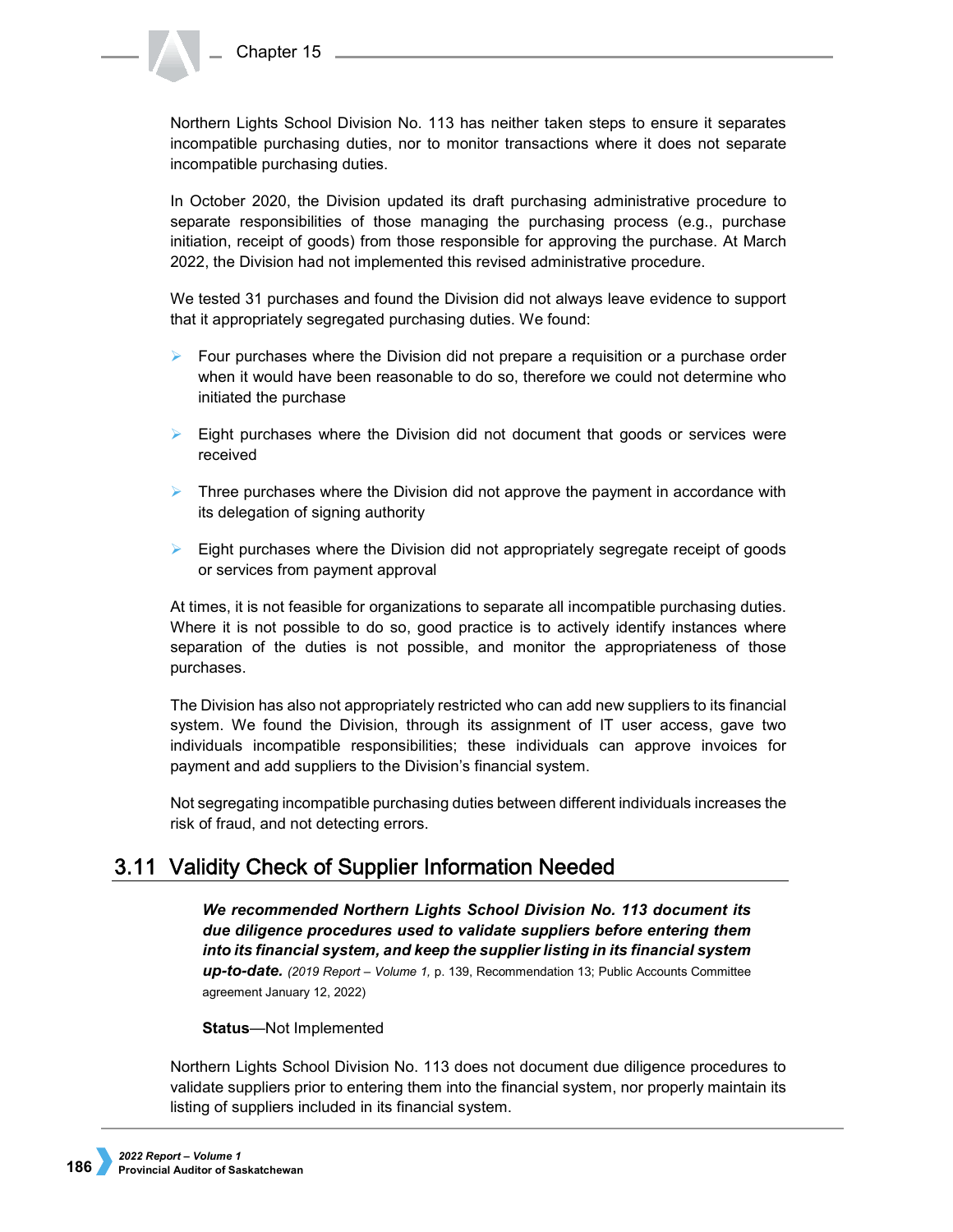Northern Lights School Division No. 113 has neither taken steps to ensure it separates incompatible purchasing duties, nor to monitor transactions where it does not separate incompatible purchasing duties.

In October 2020, the Division updated its draft purchasing administrative procedure to separate responsibilities of those managing the purchasing process (e.g., purchase initiation, receipt of goods) from those responsible for approving the purchase. At March 2022, the Division had not implemented this revised administrative procedure.

We tested 31 purchases and found the Division did not always leave evidence to support that it appropriately segregated purchasing duties. We found:

- Four purchases where the Division did not prepare a requisition or a purchase order when it would have been reasonable to do so, therefore we could not determine who initiated the purchase
- Eight purchases where the Division did not document that goods or services were received
- Three purchases where the Division did not approve the payment in accordance with its delegation of signing authority
- Eight purchases where the Division did not appropriately segregate receipt of goods or services from payment approval

At times, it is not feasible for organizations to separate all incompatible purchasing duties. Where it is not possible to do so, good practice is to actively identify instances where separation of the duties is not possible, and monitor the appropriateness of those purchases.

The Division has also not appropriately restricted who can add new suppliers to its financial system. We found the Division, through its assignment of IT user access, gave two individuals incompatible responsibilities; these individuals can approve invoices for payment and add suppliers to the Division's financial system.

Not segregating incompatible purchasing duties between different individuals increases the risk of fraud, and not detecting errors.

## 3.11 Validity Check of Supplier Information Needed

***We recommended Northern Lights School Division No. 113 document its due diligence procedures used to validate suppliers before entering them into its financial system, and keep the supplier listing in its financial system up-to-date.*** *(2019 Report – Volume 1,* p. 139, Recommendation 13; Public Accounts Committee agreement January 12, 2022)

**Status**—Not Implemented

Northern Lights School Division No. 113 does not document due diligence procedures to validate suppliers prior to entering them into the financial system, nor properly maintain its listing of suppliers included in its financial system.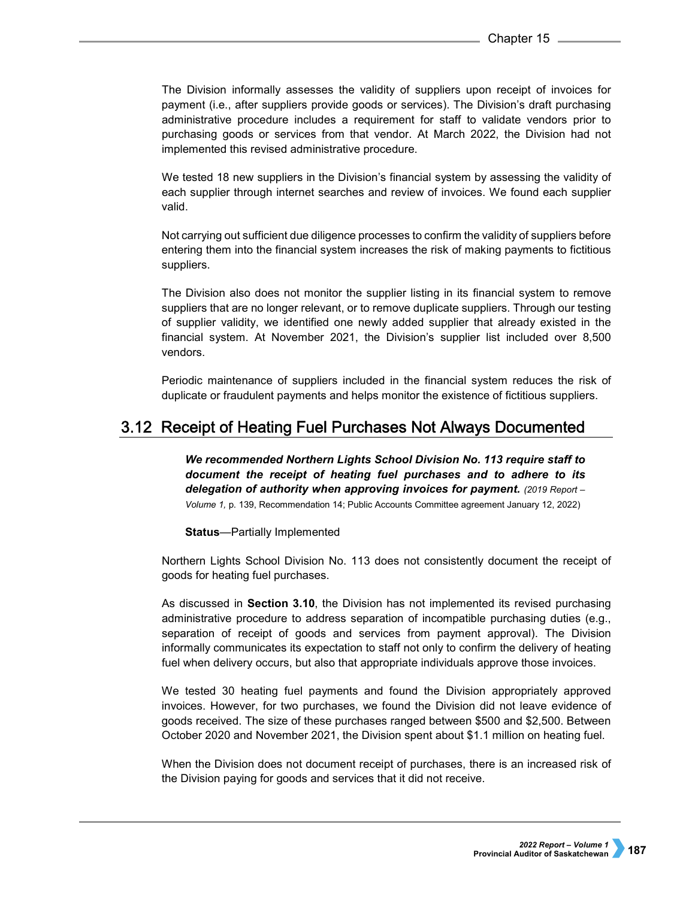The Division informally assesses the validity of suppliers upon receipt of invoices for payment (i.e., after suppliers provide goods or services). The Division's draft purchasing administrative procedure includes a requirement for staff to validate vendors prior to purchasing goods or services from that vendor. At March 2022, the Division had not implemented this revised administrative procedure.

We tested 18 new suppliers in the Division's financial system by assessing the validity of each supplier through internet searches and review of invoices. We found each supplier valid.

Not carrying out sufficient due diligence processes to confirm the validity of suppliers before entering them into the financial system increases the risk of making payments to fictitious suppliers.

The Division also does not monitor the supplier listing in its financial system to remove suppliers that are no longer relevant, or to remove duplicate suppliers. Through our testing of supplier validity, we identified one newly added supplier that already existed in the financial system. At November 2021, the Division's supplier list included over 8,500 vendors.

Periodic maintenance of suppliers included in the financial system reduces the risk of duplicate or fraudulent payments and helps monitor the existence of fictitious suppliers.

## 3.12 Receipt of Heating Fuel Purchases Not Always Documented

***We recommended Northern Lights School Division No. 113 require staff to document the receipt of heating fuel purchases and to adhere to its delegation of authority when approving invoices for payment.*** *(2019 Report – Volume 1,* p. 139, Recommendation 14; Public Accounts Committee agreement January 12, 2022)

**Status**—Partially Implemented

Northern Lights School Division No. 113 does not consistently document the receipt of goods for heating fuel purchases.

As discussed in **Section 3.10**, the Division has not implemented its revised purchasing administrative procedure to address separation of incompatible purchasing duties (e.g., separation of receipt of goods and services from payment approval). The Division informally communicates its expectation to staff not only to confirm the delivery of heating fuel when delivery occurs, but also that appropriate individuals approve those invoices.

We tested 30 heating fuel payments and found the Division appropriately approved invoices. However, for two purchases, we found the Division did not leave evidence of goods received. The size of these purchases ranged between $500 and $2,500. Between October 2020 and November 2021, the Division spent about $1.1 million on heating fuel.

When the Division does not document receipt of purchases, there is an increased risk of the Division paying for goods and services that it did not receive.